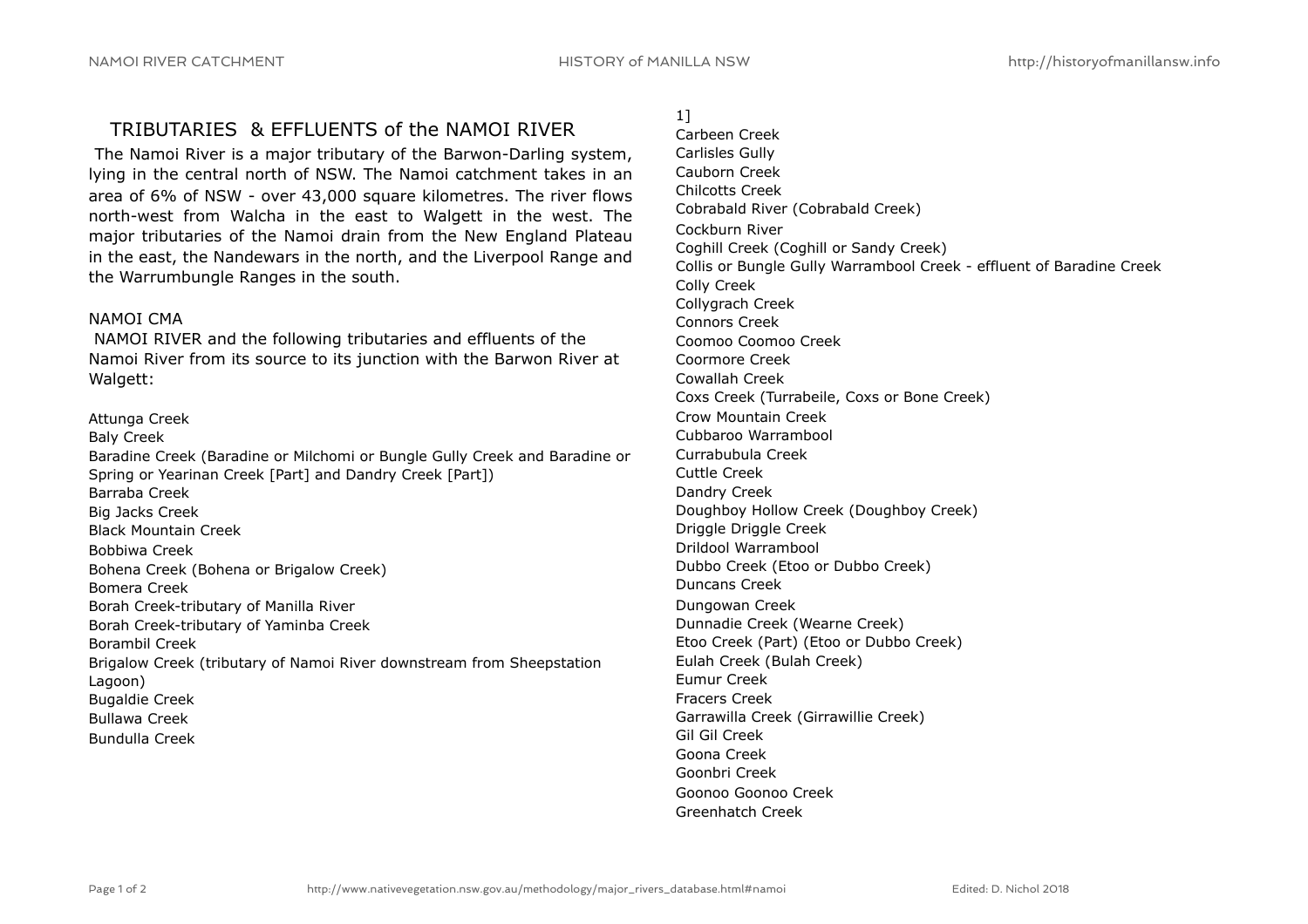# TRIBUTARIES & EFFLUENTS of the NAMOI RIVER

The Namoi River is a major tributary of the Barwon-Darling system, lying in the central north of NSW. The Namoi catchment takes in an area of 6% of NSW - over 43,000 square kilometres. The river flows north-west from Walcha in the east to Walgett in the west. The major tributaries of the Namoi drain from the New England Plateau in the east, the Nandewars in the north, and the Liverpool Range and the Warrumbungle Ranges in the south.

NAMOI CMA

NAMOI RIVER and the following tributaries and effluents of the Namoi River from its source to its junction with the Barwon River at Walgett:

Attunga Creek
Baly Creek
Baradine Creek (Baradine or Milchomi or Bungle Gully Creek and Baradine or Spring or Yearinan Creek [Part] and Dandry Creek [Part])
Barraba Creek
Big Jacks Creek
Black Mountain Creek
Bobbiwa Creek
Bohena Creek (Bohena or Brigalow Creek)
Bomera Creek
Borah Creek-tributary of Manilla River
Borah Creek-tributary of Yaminba Creek
Borambil Creek
Brigalow Creek (tributary of Namoi River downstream from Sheepstation Lagoon)
Bugaldie Creek
Bullawa Creek
Bundulla Creek

1]
Carbeen Creek
Carlisles Gully
Cauborn Creek
Chilcotts Creek
Cobrabald River (Cobrabald Creek)
Cockburn River
Coghill Creek (Coghill or Sandy Creek)
Collis or Bungle Gully Warrambool Creek - effluent of Baradine Creek
Colly Creek
Collygrach Creek
Connors Creek
Coomoo Coomoo Creek
Coormore Creek
Cowallah Creek
Coxs Creek (Turrabeile, Coxs or Bone Creek)
Crow Mountain Creek
Cubbaroo Warrambool
Currabubula Creek
Cuttle Creek
Dandry Creek
Doughboy Hollow Creek (Doughboy Creek)
Driggle Driggle Creek
Drildool Warrambool
Dubbo Creek (Etoo or Dubbo Creek)
Duncans Creek
Dungowan Creek
Dunnadie Creek (Wearne Creek)
Etoo Creek (Part) (Etoo or Dubbo Creek)
Eulah Creek (Bulah Creek)
Eumur Creek
Fracers Creek
Garrawilla Creek (Girrawillie Creek)
Gil Gil Creek
Goona Creek
Goonbri Creek
Goonoo Goonoo Creek
Greenhatch Creek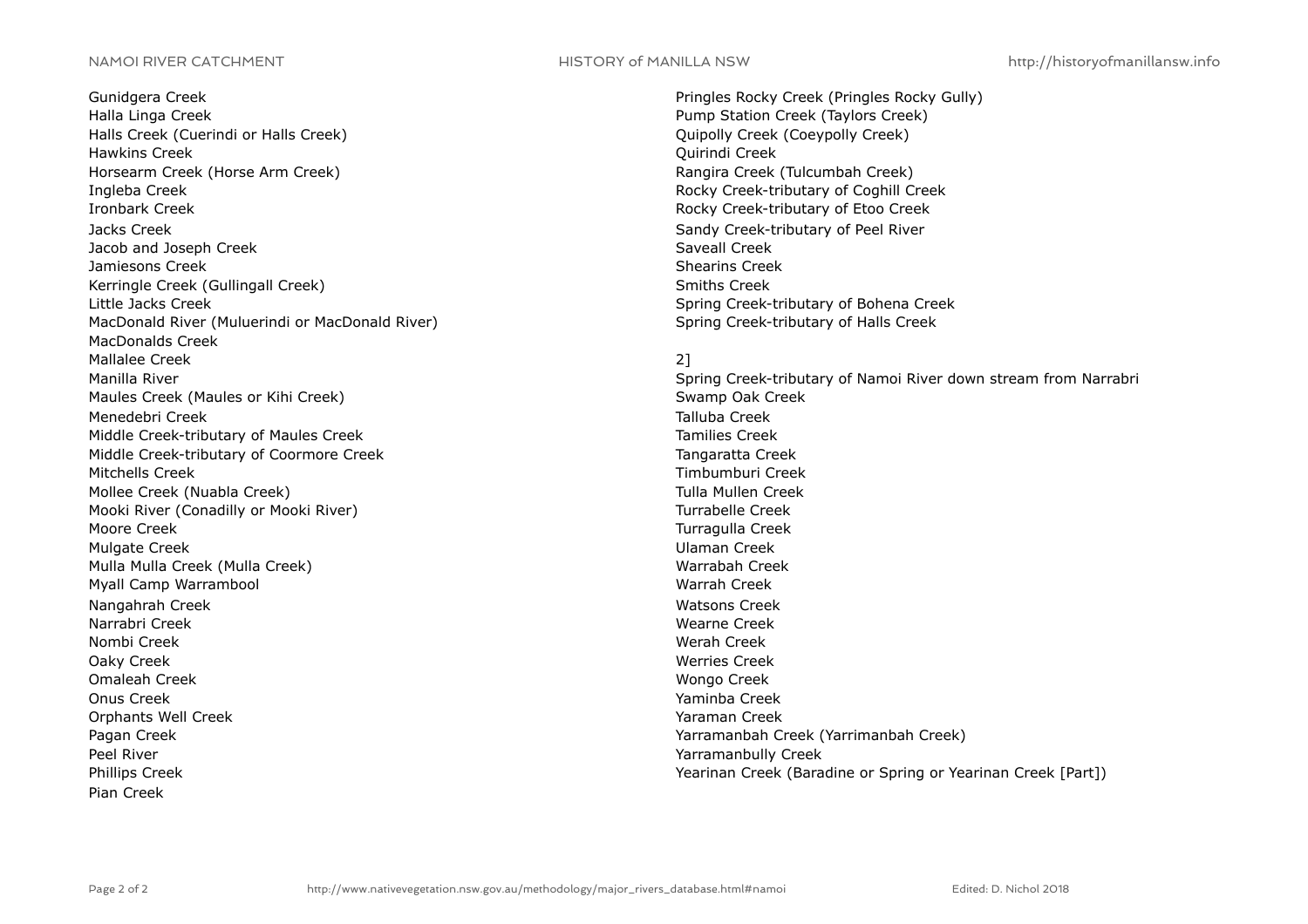Gunidgera Creek
Halla Linga Creek
Halls Creek (Cuerindi or Halls Creek)
Hawkins Creek
Horsearm Creek (Horse Arm Creek)
Ingleba Creek
Ironbark Creek
Jacks Creek
Jacob and Joseph Creek
Jamiesons Creek
Kerringle Creek (Gullingall Creek)
Little Jacks Creek
MacDonald River (Muluerindi or MacDonald River)
MacDonalds Creek
Mallalee Creek
Manilla River
Maules Creek (Maules or Kihi Creek)
Menedebri Creek
Middle Creek-tributary of Maules Creek
Middle Creek-tributary of Coormore Creek
Mitchells Creek
Mollee Creek (Nuabla Creek)
Mooki River (Conadilly or Mooki River)
Moore Creek
Mulgate Creek
Mulla Mulla Creek (Mulla Creek)
Myall Camp Warrambool
Nangahrah Creek
Narrabri Creek
Nombi Creek
Oaky Creek
Omaleah Creek
Onus Creek
Orphants Well Creek
Pagan Creek
Peel River
Phillips Creek
Pian Creek
Pringles Rocky Creek (Pringles Rocky Gully)
Pump Station Creek (Taylors Creek)
Quipolly Creek (Coeypolly Creek)
Quirindi Creek
Rangira Creek (Tulcumbah Creek)
Rocky Creek-tributary of Coghill Creek
Rocky Creek-tributary of Etoo Creek
Sandy Creek-tributary of Peel River
Saveall Creek
Shearins Creek
Smiths Creek
Spring Creek-tributary of Bohena Creek
Spring Creek-tributary of Halls Creek

2]
Spring Creek-tributary of Namoi River down stream from Narrabri
Swamp Oak Creek
Talluba Creek
Tamilies Creek
Tangaratta Creek
Timbumburi Creek
Tulla Mullen Creek
Turrabelle Creek
Turragulla Creek
Ulaman Creek
Warrabah Creek
Warrah Creek
Watsons Creek
Wearne Creek
Werah Creek
Werries Creek
Wongo Creek
Yaminba Creek
Yaraman Creek
Yarramanbah Creek (Yarrimanbah Creek)
Yarramanbully Creek
Yearinan Creek (Baradine or Spring or Yearinan Creek [Part])

http://www.nativevegetation.nsw.gov.au/methodology/major_rivers_database.html#namoi

Edited: D. Nichol 2018